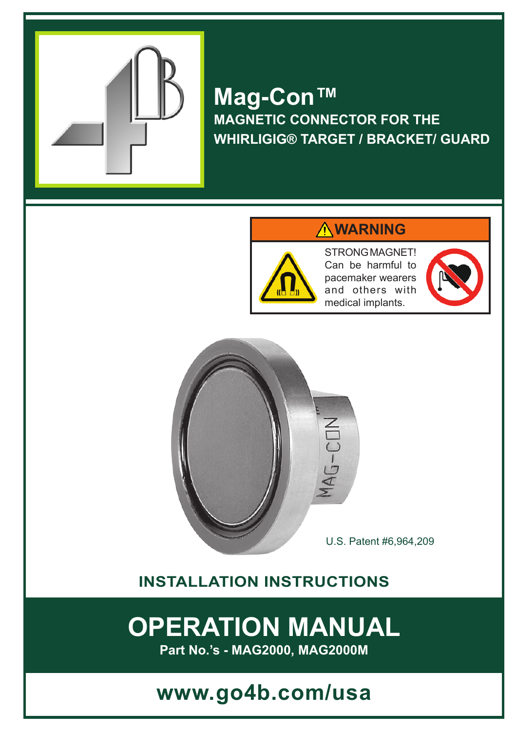# Mag-Con™

**MAGNETIC CONNECTOR FOR THE WHIRLIGIG® TARGET / BRACKET/ GUARD**

**⚠WARNING**

STRONG MAGNET! Can be harmful to pacemaker wearers and others with medical implants.

U.S. Patent #6,964,209

## INSTALLATION INSTRUCTIONS

# OPERATION MANUAL

**Part No.'s - MAG2000, MAG2000M**

## www.go4b.com/usa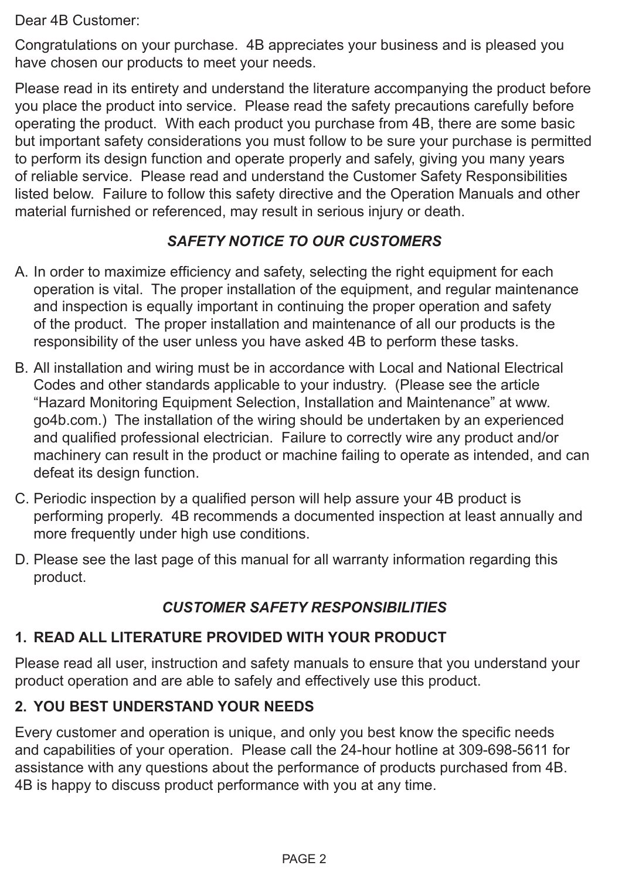Dear 4B Customer:

Congratulations on your purchase. 4B appreciates your business and is pleased you have chosen our products to meet your needs.

Please read in its entirety and understand the literature accompanying the product before you place the product into service. Please read the safety precautions carefully before operating the product. With each product you purchase from 4B, there are some basic but important safety considerations you must follow to be sure your purchase is permitted to perform its design function and operate properly and safely, giving you many years of reliable service. Please read and understand the Customer Safety Responsibilities listed below. Failure to follow this safety directive and the Operation Manuals and other material furnished or referenced, may result in serious injury or death.

## *SAFETY NOTICE TO OUR CUSTOMERS*

A. In order to maximize efficiency and safety, selecting the right equipment for each operation is vital. The proper installation of the equipment, and regular maintenance and inspection is equally important in continuing the proper operation and safety of the product. The proper installation and maintenance of all our products is the responsibility of the user unless you have asked 4B to perform these tasks.

B. All installation and wiring must be in accordance with Local and National Electrical Codes and other standards applicable to your industry. (Please see the article "Hazard Monitoring Equipment Selection, Installation and Maintenance" at www.go4b.com.) The installation of the wiring should be undertaken by an experienced and qualified professional electrician. Failure to correctly wire any product and/or machinery can result in the product or machine failing to operate as intended, and can defeat its design function.

C. Periodic inspection by a qualified person will help assure your 4B product is performing properly. 4B recommends a documented inspection at least annually and more frequently under high use conditions.

D. Please see the last page of this manual for all warranty information regarding this product.

## *CUSTOMER SAFETY RESPONSIBILITIES*

### 1. READ ALL LITERATURE PROVIDED WITH YOUR PRODUCT

Please read all user, instruction and safety manuals to ensure that you understand your product operation and are able to safely and effectively use this product.

### 2. YOU BEST UNDERSTAND YOUR NEEDS

Every customer and operation is unique, and only you best know the specific needs and capabilities of your operation. Please call the 24-hour hotline at 309-698-5611 for assistance with any questions about the performance of products purchased from 4B. 4B is happy to discuss product performance with you at any time.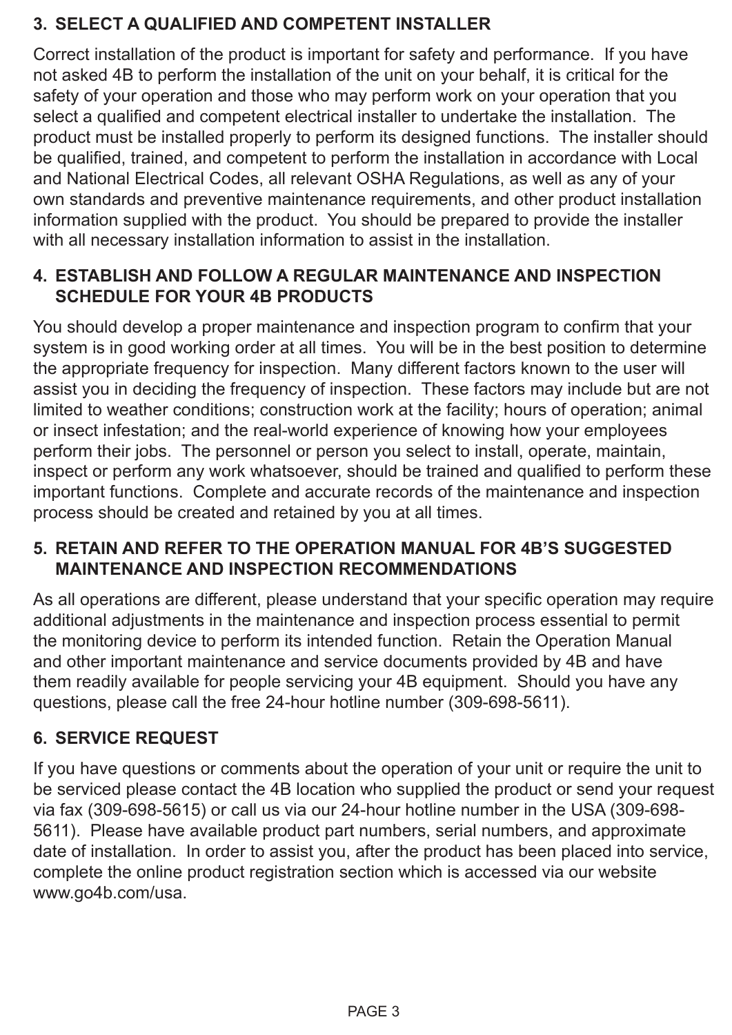### 3. SELECT A QUALIFIED AND COMPETENT INSTALLER

Correct installation of the product is important for safety and performance. If you have not asked 4B to perform the installation of the unit on your behalf, it is critical for the safety of your operation and those who may perform work on your operation that you select a qualified and competent electrical installer to undertake the installation. The product must be installed properly to perform its designed functions. The installer should be qualified, trained, and competent to perform the installation in accordance with Local and National Electrical Codes, all relevant OSHA Regulations, as well as any of your own standards and preventive maintenance requirements, and other product installation information supplied with the product. You should be prepared to provide the installer with all necessary installation information to assist in the installation.

### 4. ESTABLISH AND FOLLOW A REGULAR MAINTENANCE AND INSPECTION SCHEDULE FOR YOUR 4B PRODUCTS

You should develop a proper maintenance and inspection program to confirm that your system is in good working order at all times. You will be in the best position to determine the appropriate frequency for inspection. Many different factors known to the user will assist you in deciding the frequency of inspection. These factors may include but are not limited to weather conditions; construction work at the facility; hours of operation; animal or insect infestation; and the real-world experience of knowing how your employees perform their jobs. The personnel or person you select to install, operate, maintain, inspect or perform any work whatsoever, should be trained and qualified to perform these important functions. Complete and accurate records of the maintenance and inspection process should be created and retained by you at all times.

### 5. RETAIN AND REFER TO THE OPERATION MANUAL FOR 4B'S SUGGESTED MAINTENANCE AND INSPECTION RECOMMENDATIONS

As all operations are different, please understand that your specific operation may require additional adjustments in the maintenance and inspection process essential to permit the monitoring device to perform its intended function. Retain the Operation Manual and other important maintenance and service documents provided by 4B and have them readily available for people servicing your 4B equipment. Should you have any questions, please call the free 24-hour hotline number (309-698-5611).

### 6. SERVICE REQUEST

If you have questions or comments about the operation of your unit or require the unit to be serviced please contact the 4B location who supplied the product or send your request via fax (309-698-5615) or call us via our 24-hour hotline number in the USA (309-698-5611). Please have available product part numbers, serial numbers, and approximate date of installation. In order to assist you, after the product has been placed into service, complete the online product registration section which is accessed via our website www.go4b.com/usa.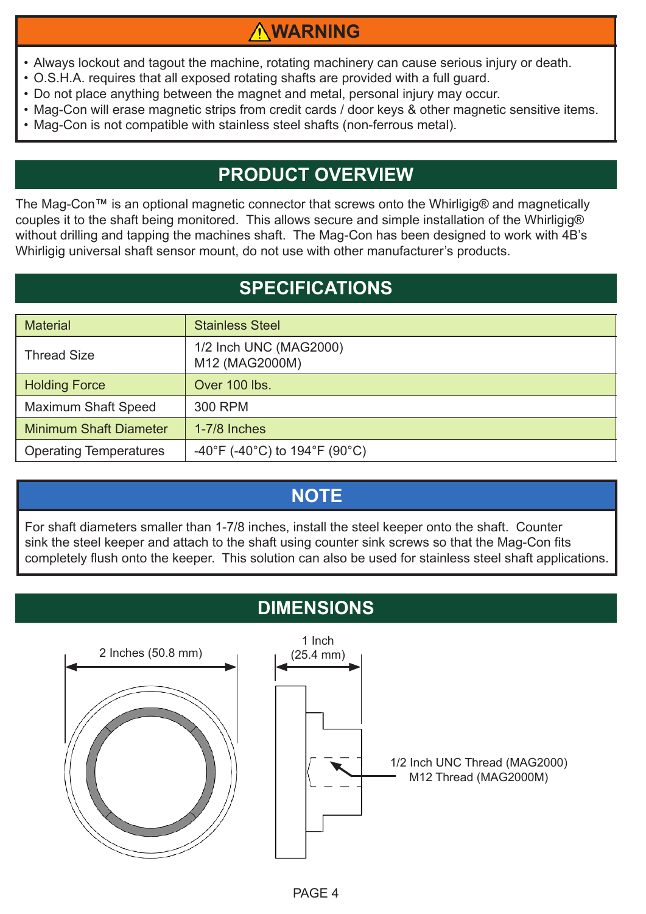## ⚠WARNING

- Always lockout and tagout the machine, rotating machinery can cause serious injury or death.
- O.S.H.A. requires that all exposed rotating shafts are provided with a full guard.
- Do not place anything between the magnet and metal, personal injury may occur.
- Mag-Con will erase magnetic strips from credit cards / door keys & other magnetic sensitive items.
- Mag-Con is not compatible with stainless steel shafts (non-ferrous metal).

## PRODUCT OVERVIEW

The Mag-Con™ is an optional magnetic connector that screws onto the Whirligig® and magnetically couples it to the shaft being monitored. This allows secure and simple installation of the Whirligig® without drilling and tapping the machines shaft. The Mag-Con has been designed to work with 4B's Whirligig universal shaft sensor mount, do not use with other manufacturer's products.

## SPECIFICATIONS

| | |
|---|---|
| Material | Stainless Steel |
| Thread Size | 1/2 Inch UNC (MAG2000)<br>M12 (MAG2000M) |
| Holding Force | Over 100 lbs. |
| Maximum Shaft Speed | 300 RPM |
| Minimum Shaft Diameter | 1-7/8 Inches |
| Operating Temperatures | -40°F (-40°C) to 194°F (90°C) |

## NOTE

For shaft diameters smaller than 1-7/8 inches, install the steel keeper onto the shaft. Counter sink the steel keeper and attach to the shaft using counter sink screws so that the Mag-Con fits completely flush onto the keeper. This solution can also be used for stainless steel shaft applications.

## DIMENSIONS

2 Inches (50.8 mm)

1 Inch (25.4 mm)

1/2 Inch UNC Thread (MAG2000)
M12 Thread (MAG2000M)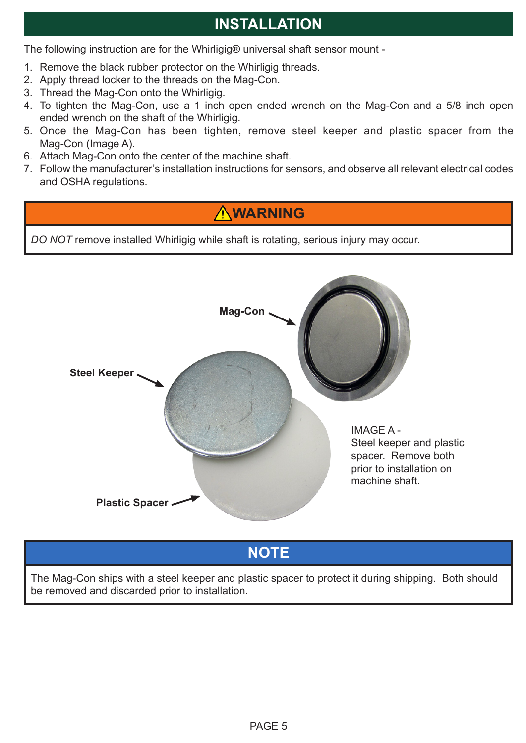# INSTALLATION

The following instruction are for the Whirligig® universal shaft sensor mount -

1. Remove the black rubber protector on the Whirligig threads.
2. Apply thread locker to the threads on the Mag-Con.
3. Thread the Mag-Con onto the Whirligig.
4. To tighten the Mag-Con, use a 1 inch open ended wrench on the Mag-Con and a 5/8 inch open ended wrench on the shaft of the Whirligig.
5. Once the Mag-Con has been tighten, remove steel keeper and plastic spacer from the Mag-Con (Image A).
6. Attach Mag-Con onto the center of the machine shaft.
7. Follow the manufacturer's installation instructions for sensors, and observe all relevant electrical codes and OSHA regulations.

## ⚠WARNING

*DO NOT* remove installed Whirligig while shaft is rotating, serious injury may occur.

**Mag-Con**

**Steel Keeper**

**Plastic Spacer**

IMAGE A - Steel keeper and plastic spacer. Remove both prior to installation on machine shaft.

## NOTE

The Mag-Con ships with a steel keeper and plastic spacer to protect it during shipping. Both should be removed and discarded prior to installation.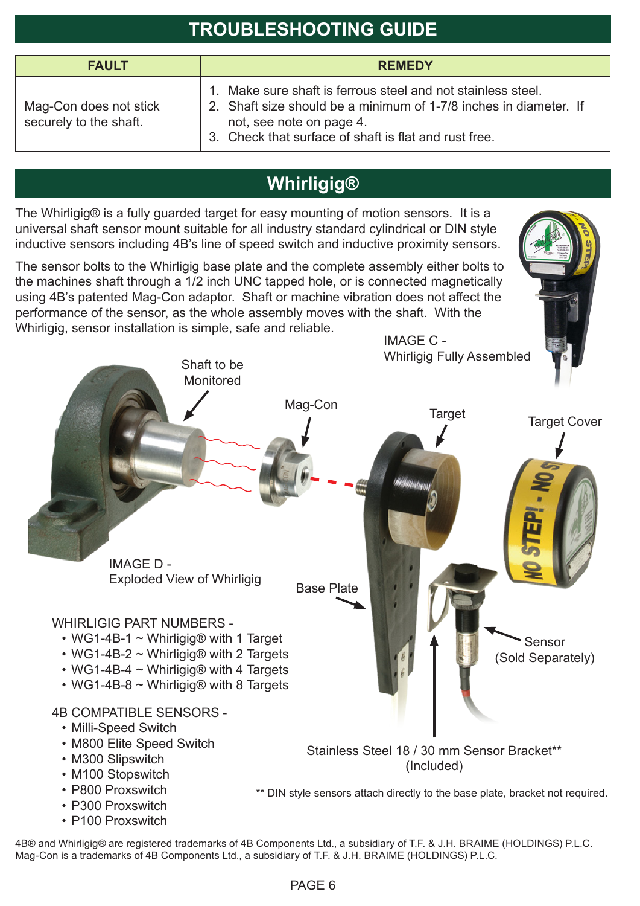## TROUBLESHOOTING GUIDE

| FAULT | REMEDY |
|---|---|
| Mag-Con does not stick securely to the shaft. | 1. Make sure shaft is ferrous steel and not stainless steel. 2. Shaft size should be a minimum of 1-7/8 inches in diameter. If not, see note on page 4. 3. Check that surface of shaft is flat and rust free. |

## Whirligig®

The Whirligig® is a fully guarded target for easy mounting of motion sensors. It is a universal shaft sensor mount suitable for all industry standard cylindrical or DIN style inductive sensors including 4B's line of speed switch and inductive proximity sensors.

The sensor bolts to the Whirligig base plate and the complete assembly either bolts to the machines shaft through a 1/2 inch UNC tapped hole, or is connected magnetically using 4B's patented Mag-Con adaptor. Shaft or machine vibration does not affect the performance of the sensor, as the whole assembly moves with the shaft. With the Whirligig, sensor installation is simple, safe and reliable.

IMAGE C - Whirligig Fully Assembled

Shaft to be Monitored

Mag-Con

Target

Target Cover

IMAGE D - Exploded View of Whirligig

Base Plate

Sensor (Sold Separately)

Stainless Steel 18 / 30 mm Sensor Bracket** (Included)

** DIN style sensors attach directly to the base plate, bracket not required.

WHIRLIGIG PART NUMBERS -

- WG1-4B-1 ~ Whirligig® with 1 Target
- WG1-4B-2 ~ Whirligig® with 2 Targets
- WG1-4B-4 ~ Whirligig® with 4 Targets
- WG1-4B-8 ~ Whirligig® with 8 Targets

4B COMPATIBLE SENSORS -

- Milli-Speed Switch
- M800 Elite Speed Switch
- M300 Slipswitch
- M100 Stopswitch
- P800 Proxswitch
- P300 Proxswitch
- P100 Proxswitch

4B® and Whirligig® are registered trademarks of 4B Components Ltd., a subsidiary of T.F. & J.H. BRAIME (HOLDINGS) P.L.C.
Mag-Con is a trademarks of 4B Components Ltd., a subsidiary of T.F. & J.H. BRAIME (HOLDINGS) P.L.C.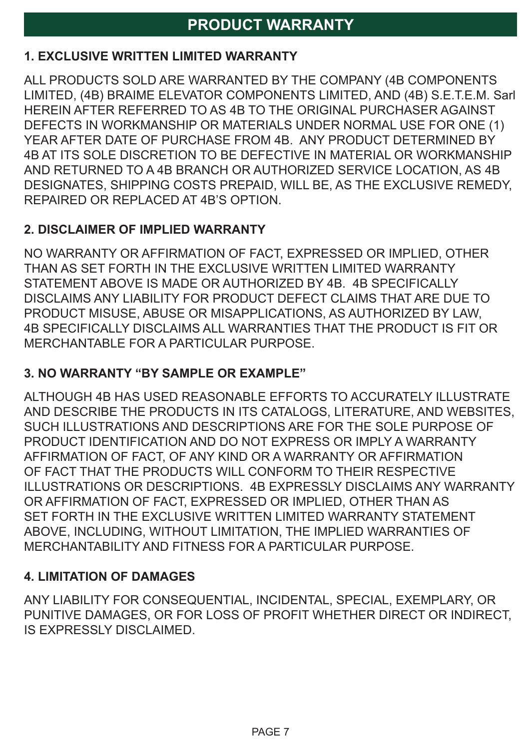# PRODUCT WARRANTY

## 1. EXCLUSIVE WRITTEN LIMITED WARRANTY

ALL PRODUCTS SOLD ARE WARRANTED BY THE COMPANY (4B COMPONENTS LIMITED, (4B) BRAIME ELEVATOR COMPONENTS LIMITED, AND (4B) S.E.T.E.M. Sarl HEREIN AFTER REFERRED TO AS 4B TO THE ORIGINAL PURCHASER AGAINST DEFECTS IN WORKMANSHIP OR MATERIALS UNDER NORMAL USE FOR ONE (1) YEAR AFTER DATE OF PURCHASE FROM 4B. ANY PRODUCT DETERMINED BY 4B AT ITS SOLE DISCRETION TO BE DEFECTIVE IN MATERIAL OR WORKMANSHIP AND RETURNED TO A 4B BRANCH OR AUTHORIZED SERVICE LOCATION, AS 4B DESIGNATES, SHIPPING COSTS PREPAID, WILL BE, AS THE EXCLUSIVE REMEDY, REPAIRED OR REPLACED AT 4B'S OPTION.

## 2. DISCLAIMER OF IMPLIED WARRANTY

NO WARRANTY OR AFFIRMATION OF FACT, EXPRESSED OR IMPLIED, OTHER THAN AS SET FORTH IN THE EXCLUSIVE WRITTEN LIMITED WARRANTY STATEMENT ABOVE IS MADE OR AUTHORIZED BY 4B. 4B SPECIFICALLY DISCLAIMS ANY LIABILITY FOR PRODUCT DEFECT CLAIMS THAT ARE DUE TO PRODUCT MISUSE, ABUSE OR MISAPPLICATIONS, AS AUTHORIZED BY LAW, 4B SPECIFICALLY DISCLAIMS ALL WARRANTIES THAT THE PRODUCT IS FIT OR MERCHANTABLE FOR A PARTICULAR PURPOSE.

## 3. NO WARRANTY "BY SAMPLE OR EXAMPLE"

ALTHOUGH 4B HAS USED REASONABLE EFFORTS TO ACCURATELY ILLUSTRATE AND DESCRIBE THE PRODUCTS IN ITS CATALOGS, LITERATURE, AND WEBSITES, SUCH ILLUSTRATIONS AND DESCRIPTIONS ARE FOR THE SOLE PURPOSE OF PRODUCT IDENTIFICATION AND DO NOT EXPRESS OR IMPLY A WARRANTY AFFIRMATION OF FACT, OF ANY KIND OR A WARRANTY OR AFFIRMATION OF FACT THAT THE PRODUCTS WILL CONFORM TO THEIR RESPECTIVE ILLUSTRATIONS OR DESCRIPTIONS. 4B EXPRESSLY DISCLAIMS ANY WARRANTY OR AFFIRMATION OF FACT, EXPRESSED OR IMPLIED, OTHER THAN AS SET FORTH IN THE EXCLUSIVE WRITTEN LIMITED WARRANTY STATEMENT ABOVE, INCLUDING, WITHOUT LIMITATION, THE IMPLIED WARRANTIES OF MERCHANTABILITY AND FITNESS FOR A PARTICULAR PURPOSE.

## 4. LIMITATION OF DAMAGES

ANY LIABILITY FOR CONSEQUENTIAL, INCIDENTAL, SPECIAL, EXEMPLARY, OR PUNITIVE DAMAGES, OR FOR LOSS OF PROFIT WHETHER DIRECT OR INDIRECT, IS EXPRESSLY DISCLAIMED.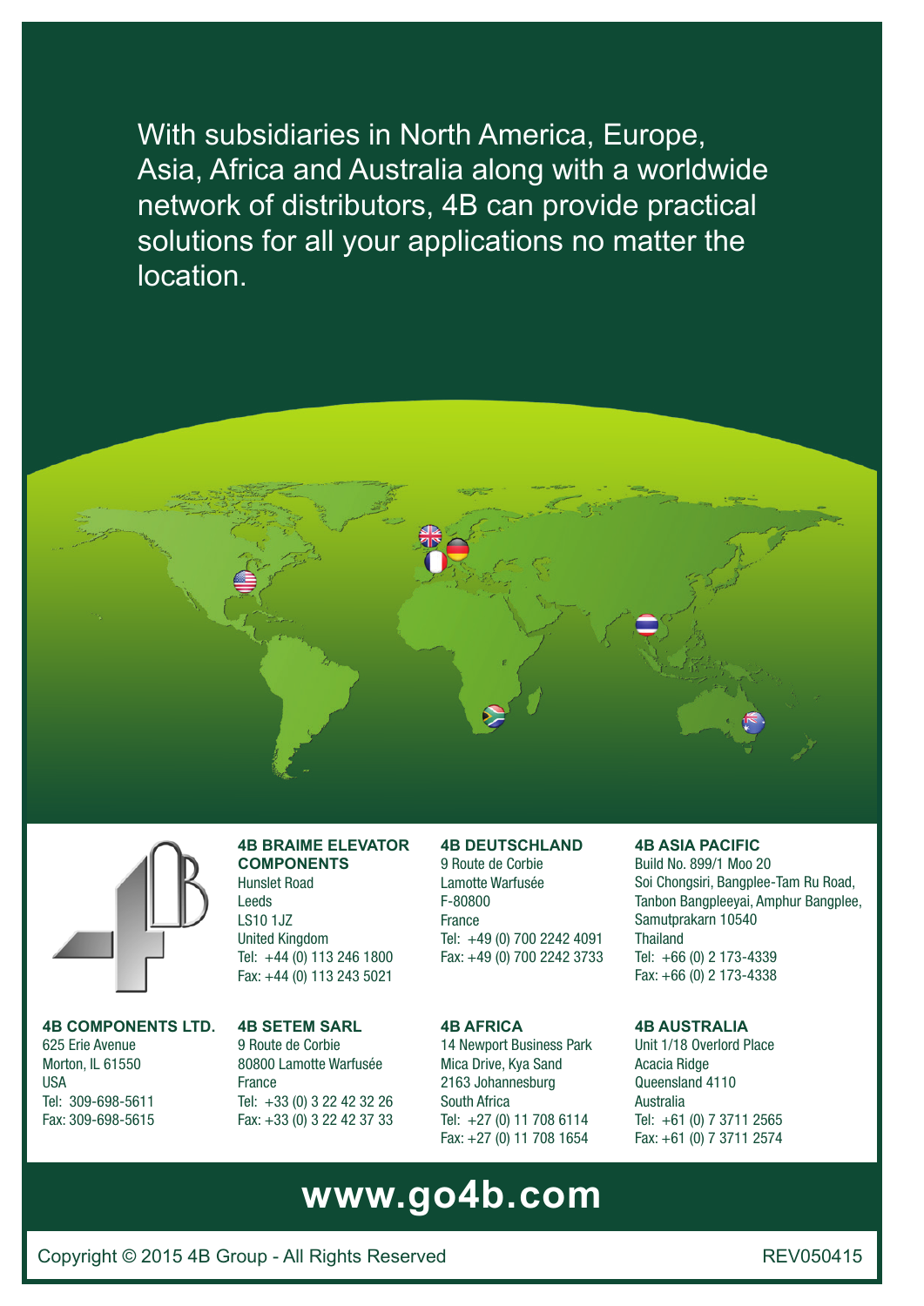With subsidiaries in North America, Europe, Asia, Africa and Australia along with a worldwide network of distributors, 4B can provide practical solutions for all your applications no matter the location.

**4B BRAIME ELEVATOR COMPONENTS**
Hunslet Road
Leeds
LS10 1JZ
United Kingdom
Tel: +44 (0) 113 246 1800
Fax: +44 (0) 113 243 5021

**4B DEUTSCHLAND**
9 Route de Corbie
Lamotte Warfusée
F-80800
France
Tel: +49 (0) 700 2242 4091
Fax: +49 (0) 700 2242 3733

**4B ASIA PACIFIC**
Build No. 899/1 Moo 20
Soi Chongsiri, Bangplee-Tam Ru Road,
Tanbon Bangpleeyai, Amphur Bangplee,
Samutprakarn 10540
Thailand
Tel: +66 (0) 2 173-4339
Fax: +66 (0) 2 173-4338

**4B COMPONENTS LTD.**
625 Erie Avenue
Morton, IL 61550
USA
Tel: 309-698-5611
Fax: 309-698-5615

**4B SETEM SARL**
9 Route de Corbie
80800 Lamotte Warfusée
France
Tel: +33 (0) 3 22 42 32 26
Fax: +33 (0) 3 22 42 37 33

**4B AFRICA**
14 Newport Business Park
Mica Drive, Kya Sand
2163 Johannesburg
South Africa
Tel: +27 (0) 11 708 6114
Fax: +27 (0) 11 708 1654

**4B AUSTRALIA**
Unit 1/18 Overlord Place
Acacia Ridge
Queensland 4110
Australia
Tel: +61 (0) 7 3711 2565
Fax: +61 (0) 7 3711 2574

## www.go4b.com

Copyright © 2015 4B Group - All Rights Reserved

REV050415